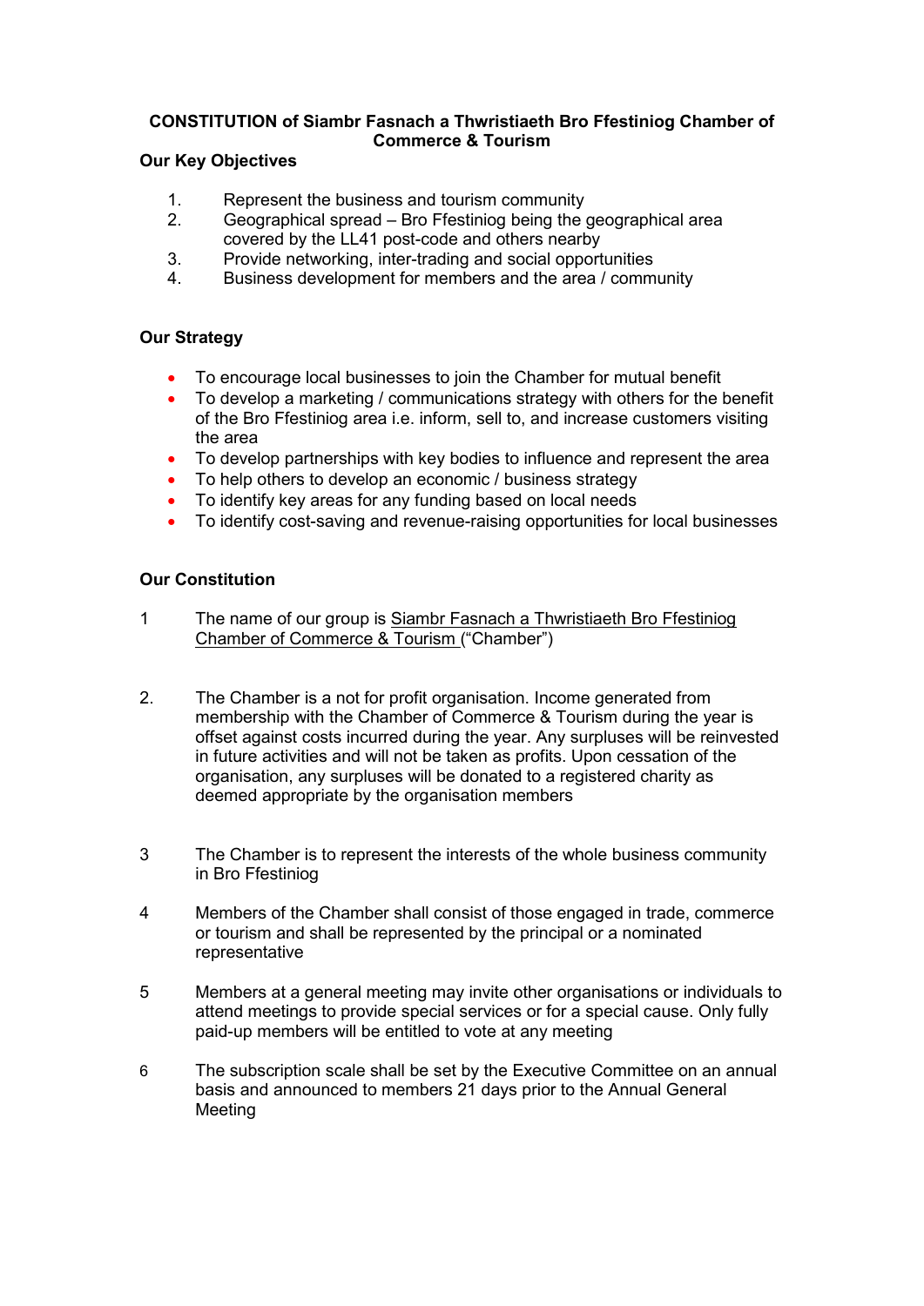# CONSTITUTION of Siambr Fasnach a Thwristiaeth Bro Ffestiniog Chamber of Commerce & Tourism

## Our Key Objectives

1. Represent the business and tourism community
2. Geographical spread – Bro Ffestiniog being the geographical area covered by the LL41 post-code and others nearby
3. Provide networking, inter-trading and social opportunities
4. Business development for members and the area / community

## Our Strategy

- To encourage local businesses to join the Chamber for mutual benefit
- To develop a marketing / communications strategy with others for the benefit of the Bro Ffestiniog area i.e. inform, sell to, and increase customers visiting the area
- To develop partnerships with key bodies to influence and represent the area
- To help others to develop an economic / business strategy
- To identify key areas for any funding based on local needs
- To identify cost-saving and revenue-raising opportunities for local businesses

## Our Constitution

1. The name of our group is <u>Siambr Fasnach a Thwristiaeth Bro Ffestiniog Chamber of Commerce & Tourism</u> ("Chamber")

2. The Chamber is a not for profit organisation. Income generated from membership with the Chamber of Commerce & Tourism during the year is offset against costs incurred during the year. Any surpluses will be reinvested in future activities and will not be taken as profits. Upon cessation of the organisation, any surpluses will be donated to a registered charity as deemed appropriate by the organisation members

3. The Chamber is to represent the interests of the whole business community in Bro Ffestiniog

4. Members of the Chamber shall consist of those engaged in trade, commerce or tourism and shall be represented by the principal or a nominated representative

5. Members at a general meeting may invite other organisations or individuals to attend meetings to provide special services or for a special cause. Only fully paid-up members will be entitled to vote at any meeting

6. The subscription scale shall be set by the Executive Committee on an annual basis and announced to members 21 days prior to the Annual General Meeting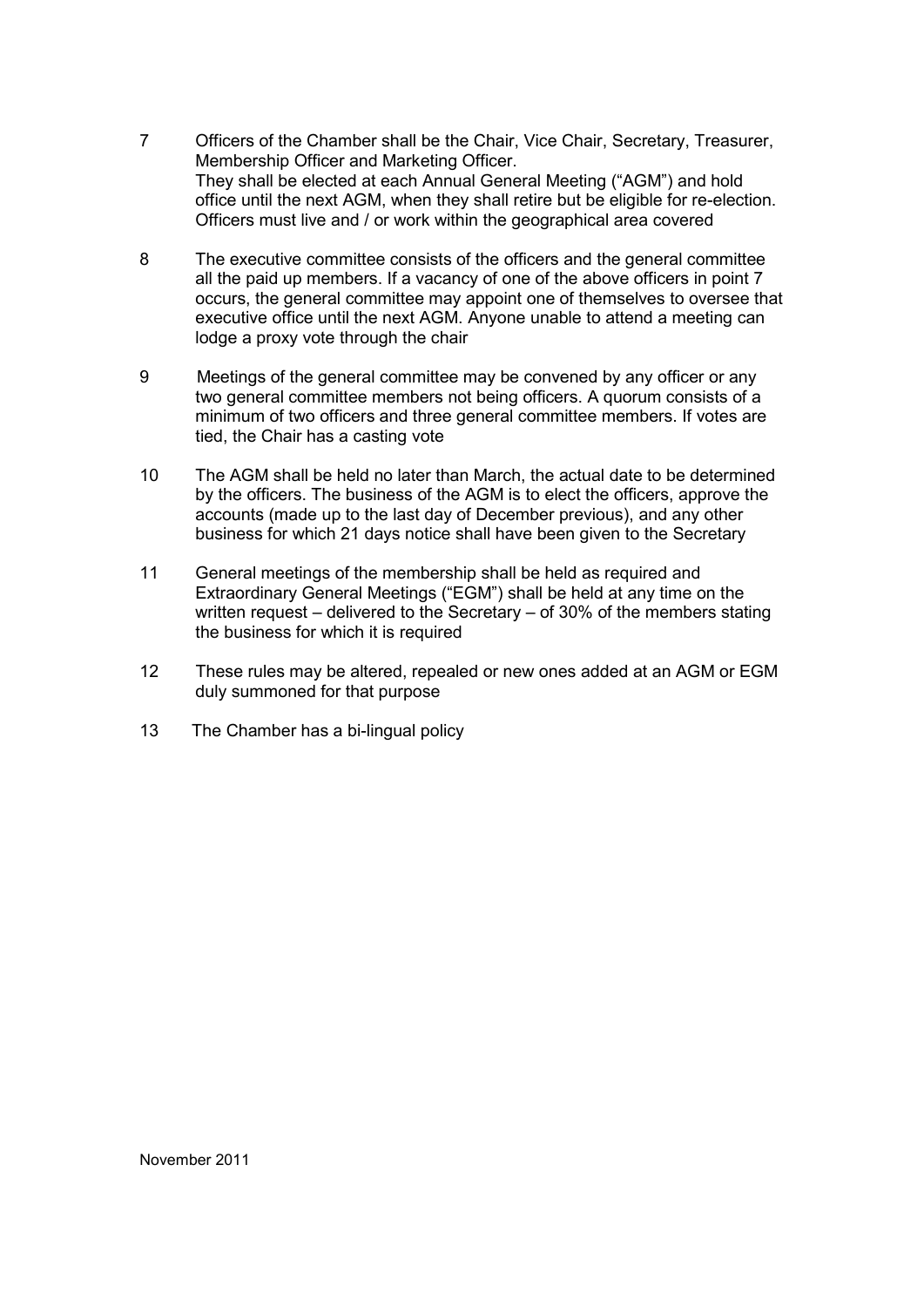7 Officers of the Chamber shall be the Chair, Vice Chair, Secretary, Treasurer, Membership Officer and Marketing Officer.
They shall be elected at each Annual General Meeting ("AGM") and hold office until the next AGM, when they shall retire but be eligible for re-election. Officers must live and / or work within the geographical area covered

8 The executive committee consists of the officers and the general committee all the paid up members. If a vacancy of one of the above officers in point 7 occurs, the general committee may appoint one of themselves to oversee that executive office until the next AGM. Anyone unable to attend a meeting can lodge a proxy vote through the chair

9 Meetings of the general committee may be convened by any officer or any two general committee members not being officers. A quorum consists of a minimum of two officers and three general committee members. If votes are tied, the Chair has a casting vote

10 The AGM shall be held no later than March, the actual date to be determined by the officers. The business of the AGM is to elect the officers, approve the accounts (made up to the last day of December previous), and any other business for which 21 days notice shall have been given to the Secretary

11 General meetings of the membership shall be held as required and Extraordinary General Meetings ("EGM") shall be held at any time on the written request – delivered to the Secretary – of 30% of the members stating the business for which it is required

12 These rules may be altered, repealed or new ones added at an AGM or EGM duly summoned for that purpose

13 The Chamber has a bi-lingual policy

November 2011